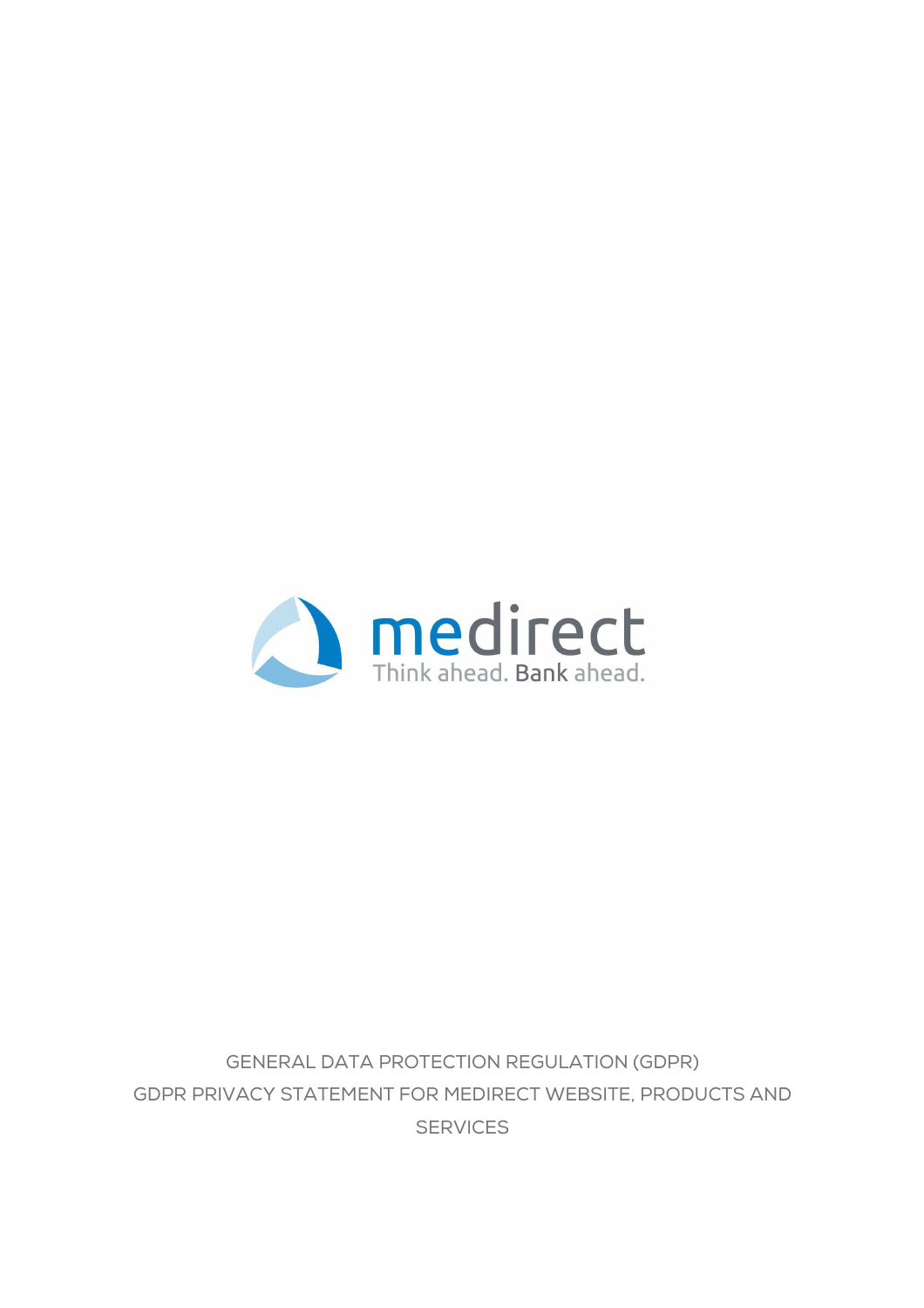medirect

Think ahead. Bank ahead.

# GENERAL DATA PROTECTION REGULATION (GDPR)

# GDPR PRIVACY STATEMENT FOR MEDIRECT WEBSITE, PRODUCTS AND SERVICES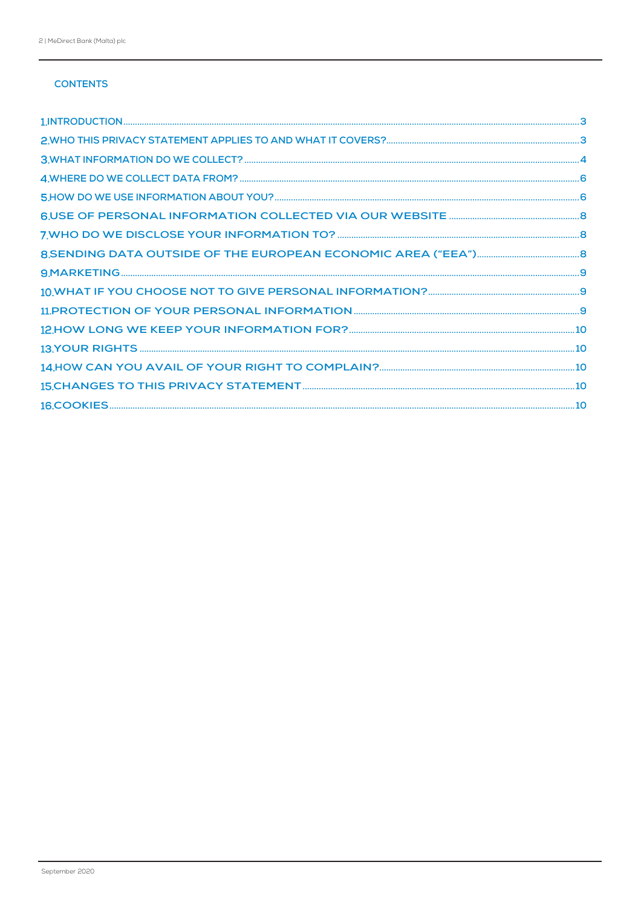## CONTENTS

1. INTRODUCTION ..... 3
2. WHO THIS PRIVACY STATEMENT APPLIES TO AND WHAT IT COVERS? ..... 3
3. WHAT INFORMATION DO WE COLLECT? ..... 4
4. WHERE DO WE COLLECT DATA FROM? ..... 6
5. HOW DO WE USE INFORMATION ABOUT YOU? ..... 6
6. USE OF PERSONAL INFORMATION COLLECTED VIA OUR WEBSITE ..... 8
7. WHO DO WE DISCLOSE YOUR INFORMATION TO? ..... 8
8. SENDING DATA OUTSIDE OF THE EUROPEAN ECONOMIC AREA ("EEA") ..... 8
9. MARKETING ..... 9
10. WHAT IF YOU CHOOSE NOT TO GIVE PERSONAL INFORMATION? ..... 9
11. PROTECTION OF YOUR PERSONAL INFORMATION ..... 9
12. HOW LONG WE KEEP YOUR INFORMATION FOR? ..... 10
13. YOUR RIGHTS ..... 10
14. HOW CAN YOU AVAIL OF YOUR RIGHT TO COMPLAIN? ..... 10
15. CHANGES TO THIS PRIVACY STATEMENT ..... 10
16. COOKIES ..... 10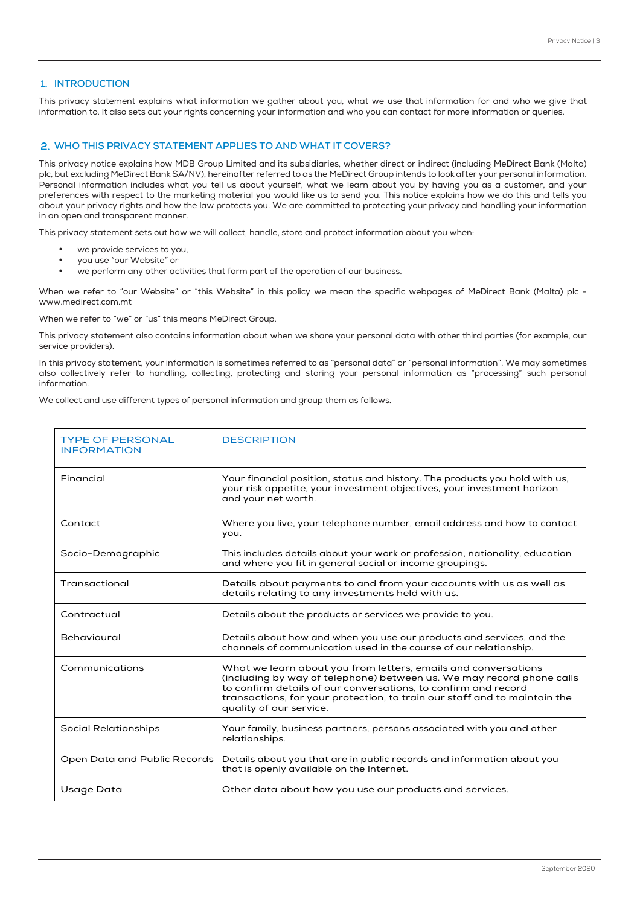## 1. INTRODUCTION

This privacy statement explains what information we gather about you, what we use that information for and who we give that information to. It also sets out your rights concerning your information and who you can contact for more information or queries.

## 2. WHO THIS PRIVACY STATEMENT APPLIES TO AND WHAT IT COVERS?

This privacy notice explains how MDB Group Limited and its subsidiaries, whether direct or indirect (including MeDirect Bank (Malta) plc, but excluding MeDirect Bank SA/NV), hereinafter referred to as the MeDirect Group intends to look after your personal information. Personal information includes what you tell us about yourself, what we learn about you by having you as a customer, and your preferences with respect to the marketing material you would like us to send you. This notice explains how we do this and tells you about your privacy rights and how the law protects you. We are committed to protecting your privacy and handling your information in an open and transparent manner.

This privacy statement sets out how we will collect, handle, store and protect information about you when:

- we provide services to you,
- you use "our Website" or
- we perform any other activities that form part of the operation of our business.

When we refer to "our Website" or "this Website" in this policy we mean the specific webpages of MeDirect Bank (Malta) plc - www.medirect.com.mt

When we refer to "we" or "us" this means MeDirect Group.

This privacy statement also contains information about when we share your personal data with other third parties (for example, our service providers).

In this privacy statement, your information is sometimes referred to as "personal data" or "personal information". We may sometimes also collectively refer to handling, collecting, protecting and storing your personal information as "processing" such personal information.

We collect and use different types of personal information and group them as follows.

| TYPE OF PERSONAL INFORMATION | DESCRIPTION |
|---|---|
| Financial | Your financial position, status and history. The products you hold with us, your risk appetite, your investment objectives, your investment horizon and your net worth. |
| Contact | Where you live, your telephone number, email address and how to contact you. |
| Socio-Demographic | This includes details about your work or profession, nationality, education and where you fit in general social or income groupings. |
| Transactional | Details about payments to and from your accounts with us as well as details relating to any investments held with us. |
| Contractual | Details about the products or services we provide to you. |
| Behavioural | Details about how and when you use our products and services, and the channels of communication used in the course of our relationship. |
| Communications | What we learn about you from letters, emails and conversations (including by way of telephone) between us. We may record phone calls to confirm details of our conversations, to confirm and record transactions, for your protection, to train our staff and to maintain the quality of our service. |
| Social Relationships | Your family, business partners, persons associated with you and other relationships. |
| Open Data and Public Records | Details about you that are in public records and information about you that is openly available on the Internet. |
| Usage Data | Other data about how you use our products and services. |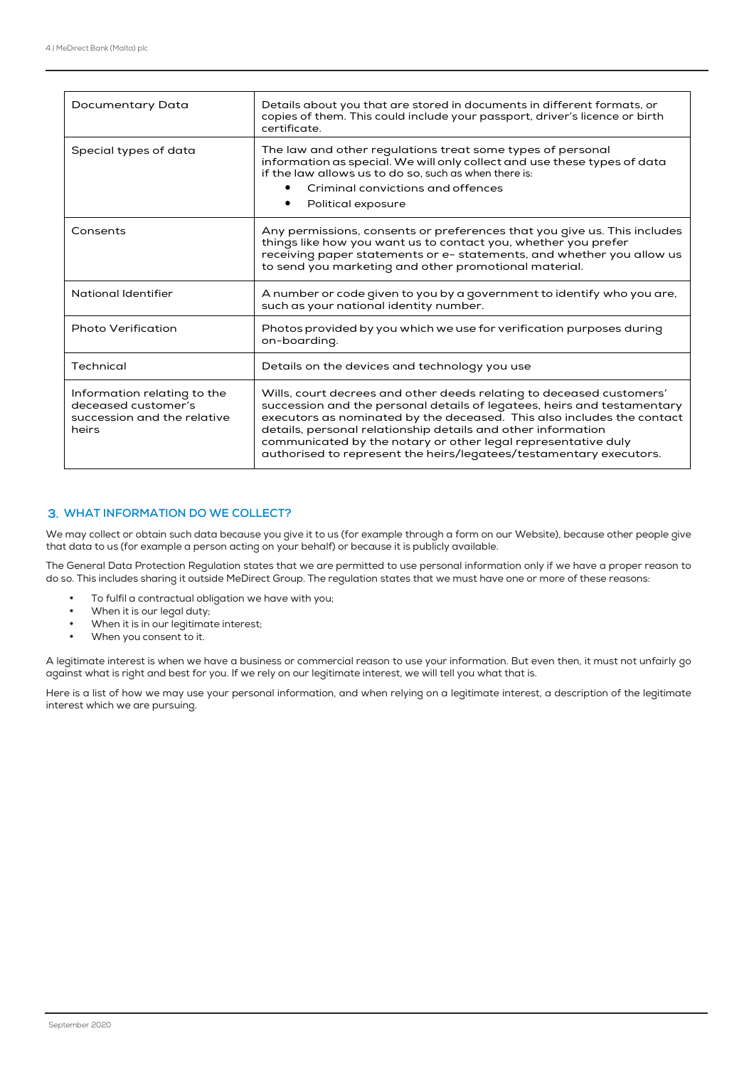| | |
|---|---|
| Documentary Data | Details about you that are stored in documents in different formats, or copies of them. This could include your passport, driver's licence or birth certificate. |
| Special types of data | The law and other regulations treat some types of personal information as special. We will only collect and use these types of data if the law allows us to do so, such as when there is: • Criminal convictions and offences • Political exposure |
| Consents | Any permissions, consents or preferences that you give us. This includes things like how you want us to contact you, whether you prefer receiving paper statements or e- statements, and whether you allow us to send you marketing and other promotional material. |
| National Identifier | A number or code given to you by a government to identify who you are, such as your national identity number. |
| Photo Verification | Photos provided by you which we use for verification purposes during on-boarding. |
| Technical | Details on the devices and technology you use |
| Information relating to the deceased customer's succession and the relative heirs | Wills, court decrees and other deeds relating to deceased customers' succession and the personal details of legatees, heirs and testamentary executors as nominated by the deceased. This also includes the contact details, personal relationship details and other information communicated by the notary or other legal representative duly authorised to represent the heirs/legatees/testamentary executors. |

## 3. WHAT INFORMATION DO WE COLLECT?

We may collect or obtain such data because you give it to us (for example through a form on our Website), because other people give that data to us (for example a person acting on your behalf) or because it is publicly available.

The General Data Protection Regulation states that we are permitted to use personal information only if we have a proper reason to do so. This includes sharing it outside MeDirect Group. The regulation states that we must have one or more of these reasons:

- To fulfil a contractual obligation we have with you;
- When it is our legal duty;
- When it is in our legitimate interest;
- When you consent to it.

A legitimate interest is when we have a business or commercial reason to use your information. But even then, it must not unfairly go against what is right and best for you. If we rely on our legitimate interest, we will tell you what that is.

Here is a list of how we may use your personal information, and when relying on a legitimate interest, a description of the legitimate interest which we are pursuing.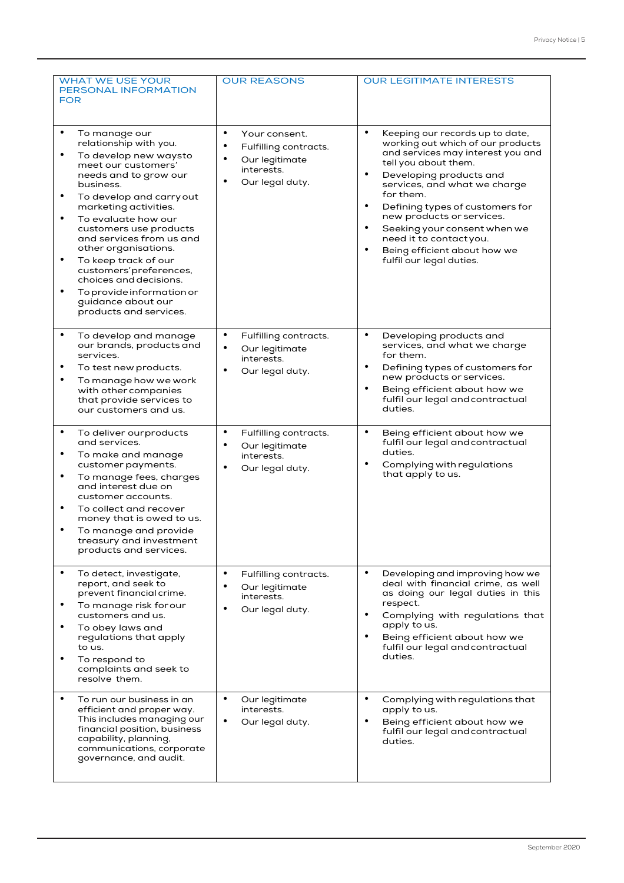| WHAT WE USE YOUR PERSONAL INFORMATION FOR | OUR REASONS | OUR LEGITIMATE INTERESTS |
|---|---|---|
| • To manage our relationship with you.<br>• To develop new waysto meet our customers' needs and to grow our business.<br>• To develop and carry out marketing activities.<br>• To evaluate how our customers use products and services from us and other organisations.<br>• To keep track of our customers' preferences, choices and decisions.<br>• To provide information or guidance about our products and services. | • Your consent.<br>• Fulfilling contracts.<br>• Our legitimate interests.<br>• Our legal duty. | • Keeping our records up to date, working out which of our products and services may interest you and tell you about them.<br>• Developing products and services, and what we charge for them.<br>• Defining types of customers for new products or services.<br>• Seeking your consent when we need it to contact you.<br>• Being efficient about how we fulfil our legal duties. |
| • To develop and manage our brands, products and services.<br>• To test new products.<br>• To manage how we work with other companies that provide services to our customers and us. | • Fulfilling contracts.<br>• Our legitimate interests.<br>• Our legal duty. | • Developing products and services, and what we charge for them.<br>• Defining types of customers for new products or services.<br>• Being efficient about how we fulfil our legal and contractual duties. |
| • To deliver our products and services.<br>• To make and manage customer payments.<br>• To manage fees, charges and interest due on customer accounts.<br>• To collect and recover money that is owed to us.<br>• To manage and provide treasury and investment products and services. | • Fulfilling contracts.<br>• Our legitimate interests.<br>• Our legal duty. | • Being efficient about how we fulfil our legal and contractual duties.<br>• Complying with regulations that apply to us. |
| • To detect, investigate, report, and seek to prevent financial crime.<br>• To manage risk for our customers and us.<br>• To obey laws and regulations that apply to us.<br>• To respond to complaints and seek to resolve them. | • Fulfilling contracts.<br>• Our legitimate interests.<br>• Our legal duty. | • Developing and improving how we deal with financial crime, as well as doing our legal duties in this respect.<br>• Complying with regulations that apply to us.<br>• Being efficient about how we fulfil our legal and contractual duties. |
| • To run our business in an efficient and proper way. This includes managing our financial position, business capability, planning, communications, corporate governance, and audit. | • Our legitimate interests.<br>• Our legal duty. | • Complying with regulations that apply to us.<br>• Being efficient about how we fulfil our legal and contractual duties. |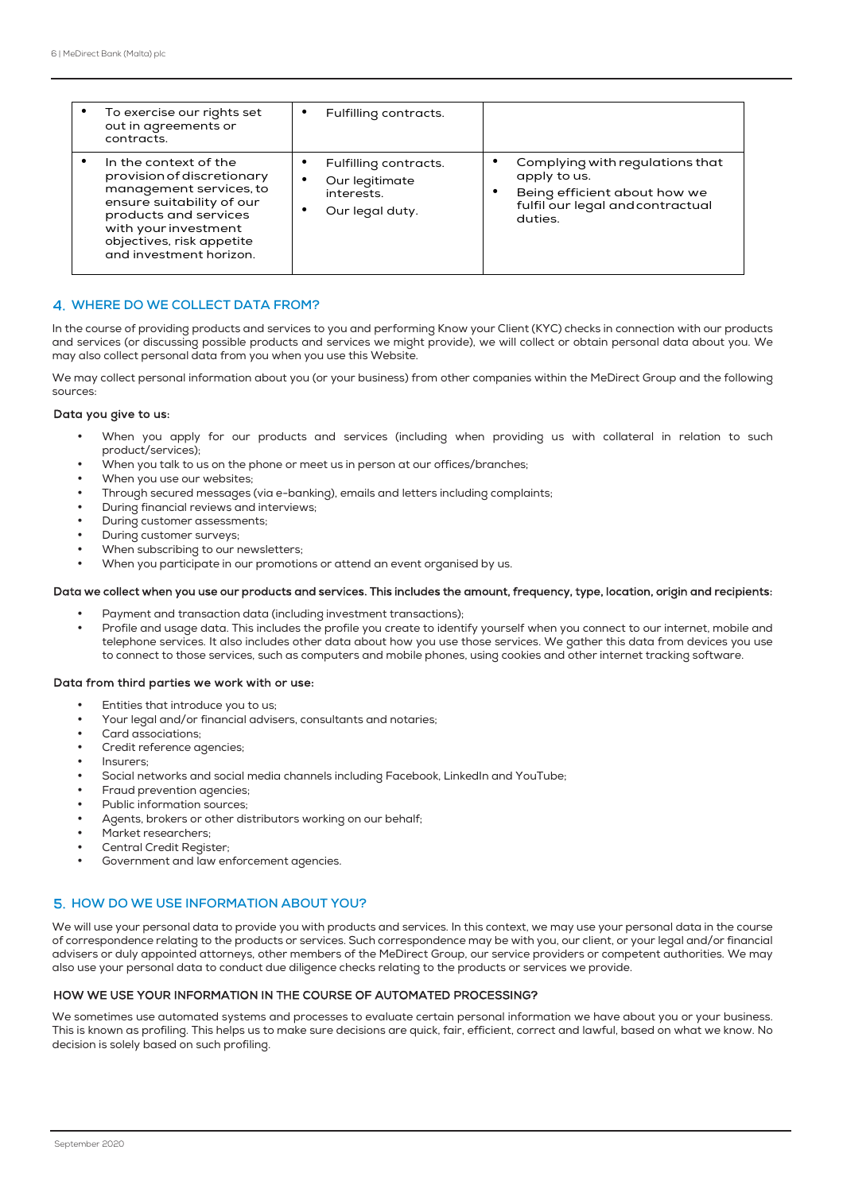| | | |
|---|---|---|
| • To exercise our rights set out in agreements or contracts. | • Fulfilling contracts. | |
| • In the context of the provision of discretionary management services, to ensure suitability of our products and services with your investment objectives, risk appetite and investment horizon. | • Fulfilling contracts.<br>• Our legitimate interests.<br>• Our legal duty. | • Complying with regulations that apply to us.<br>• Being efficient about how we fulfil our legal and contractual duties. |

## 4. WHERE DO WE COLLECT DATA FROM?

In the course of providing products and services to you and performing Know your Client (KYC) checks in connection with our products and services (or discussing possible products and services we might provide), we will collect or obtain personal data about you. We may also collect personal data from you when you use this Website.

We may collect personal information about you (or your business) from other companies within the MeDirect Group and the following sources:

**Data you give to us:**

- When you apply for our products and services (including when providing us with collateral in relation to such product/services);
- When you talk to us on the phone or meet us in person at our offices/branches;
- When you use our websites;
- Through secured messages (via e-banking), emails and letters including complaints;
- During financial reviews and interviews;
- During customer assessments;
- During customer surveys;
- When subscribing to our newsletters;
- When you participate in our promotions or attend an event organised by us.

**Data we collect when you use our products and services. This includes the amount, frequency, type, location, origin and recipients:**

- Payment and transaction data (including investment transactions);
- Profile and usage data. This includes the profile you create to identify yourself when you connect to our internet, mobile and telephone services. It also includes other data about how you use those services. We gather this data from devices you use to connect to those services, such as computers and mobile phones, using cookies and other internet tracking software.

**Data from third parties we work with or use:**

- Entities that introduce you to us;
- Your legal and/or financial advisers, consultants and notaries;
- Card associations;
- Credit reference agencies;
- Insurers;
- Social networks and social media channels including Facebook, LinkedIn and YouTube;
- Fraud prevention agencies;
- Public information sources;
- Agents, brokers or other distributors working on our behalf;
- Market researchers;
- Central Credit Register;
- Government and law enforcement agencies.

## 5. HOW DO WE USE INFORMATION ABOUT YOU?

We will use your personal data to provide you with products and services. In this context, we may use your personal data in the course of correspondence relating to the products or services. Such correspondence may be with you, our client, or your legal and/or financial advisers or duly appointed attorneys, other members of the MeDirect Group, our service providers or competent authorities. We may also use your personal data to conduct due diligence checks relating to the products or services we provide.

### HOW WE USE YOUR INFORMATION IN THE COURSE OF AUTOMATED PROCESSING?

We sometimes use automated systems and processes to evaluate certain personal information we have about you or your business. This is known as profiling. This helps us to make sure decisions are quick, fair, efficient, correct and lawful, based on what we know. No decision is solely based on such profiling.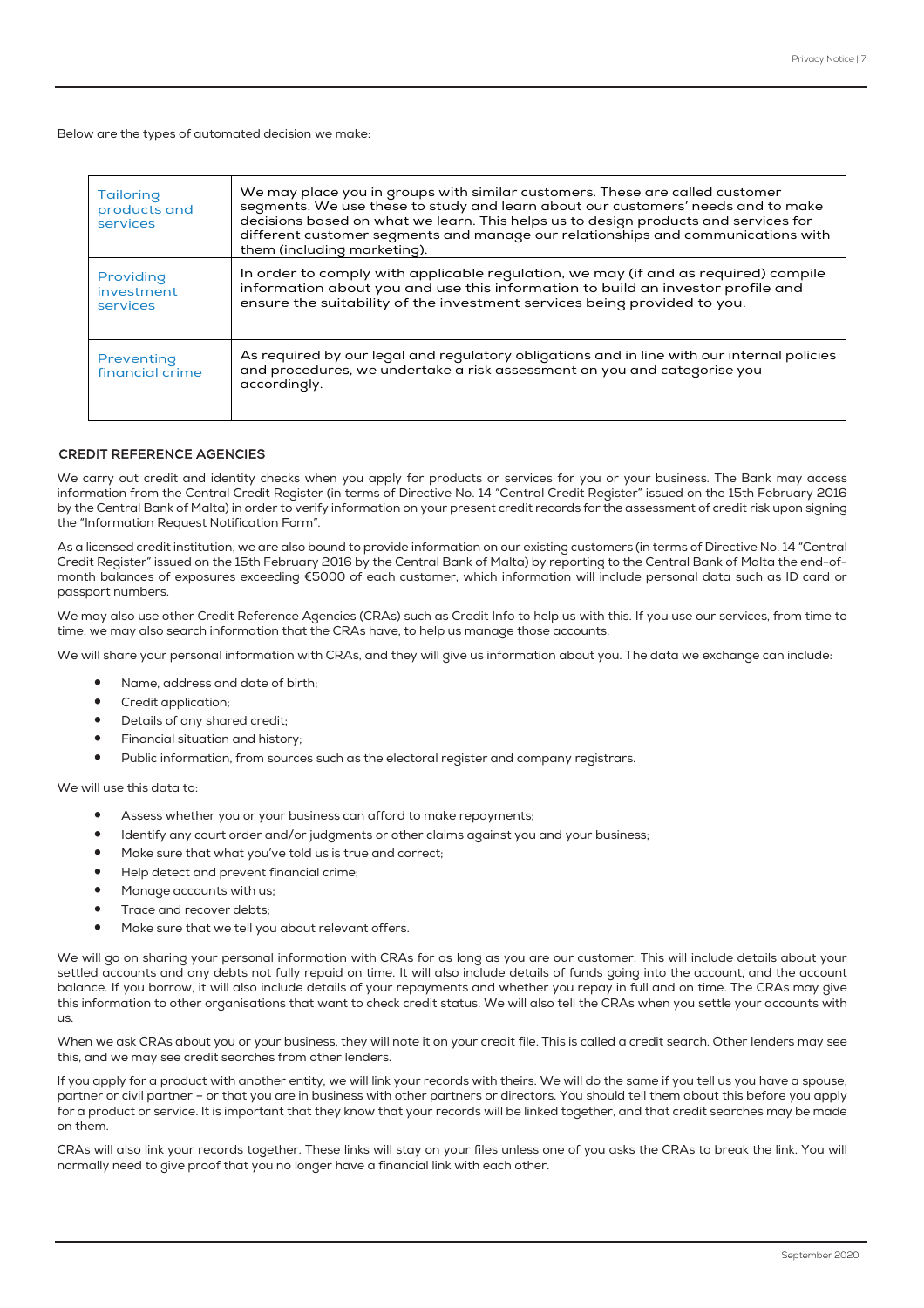Below are the types of automated decision we make:

| | |
|---|---|
| Tailoring products and services | We may place you in groups with similar customers. These are called customer segments. We use these to study and learn about our customers' needs and to make decisions based on what we learn. This helps us to design products and services for different customer segments and manage our relationships and communications with them (including marketing). |
| Providing investment services | In order to comply with applicable regulation, we may (if and as required) compile information about you and use this information to build an investor profile and ensure the suitability of the investment services being provided to you. |
| Preventing financial crime | As required by our legal and regulatory obligations and in line with our internal policies and procedures, we undertake a risk assessment on you and categorise you accordingly. |

## CREDIT REFERENCE AGENCIES

We carry out credit and identity checks when you apply for products or services for you or your business. The Bank may access information from the Central Credit Register (in terms of Directive No. 14 "Central Credit Register" issued on the 15th February 2016 by the Central Bank of Malta) in order to verify information on your present credit records for the assessment of credit risk upon signing the "Information Request Notification Form".

As a licensed credit institution, we are also bound to provide information on our existing customers (in terms of Directive No. 14 "Central Credit Register" issued on the 15th February 2016 by the Central Bank of Malta) by reporting to the Central Bank of Malta the end-of-month balances of exposures exceeding €5000 of each customer, which information will include personal data such as ID card or passport numbers.

We may also use other Credit Reference Agencies (CRAs) such as Credit Info to help us with this. If you use our services, from time to time, we may also search information that the CRAs have, to help us manage those accounts.

We will share your personal information with CRAs, and they will give us information about you. The data we exchange can include:

- Name, address and date of birth;
- Credit application;
- Details of any shared credit;
- Financial situation and history;
- Public information, from sources such as the electoral register and company registrars.

We will use this data to:

- Assess whether you or your business can afford to make repayments;
- Identify any court order and/or judgments or other claims against you and your business;
- Make sure that what you've told us is true and correct;
- Help detect and prevent financial crime;
- Manage accounts with us;
- Trace and recover debts;
- Make sure that we tell you about relevant offers.

We will go on sharing your personal information with CRAs for as long as you are our customer. This will include details about your settled accounts and any debts not fully repaid on time. It will also include details of funds going into the account, and the account balance. If you borrow, it will also include details of your repayments and whether you repay in full and on time. The CRAs may give this information to other organisations that want to check credit status. We will also tell the CRAs when you settle your accounts with us.

When we ask CRAs about you or your business, they will note it on your credit file. This is called a credit search. Other lenders may see this, and we may see credit searches from other lenders.

If you apply for a product with another entity, we will link your records with theirs. We will do the same if you tell us you have a spouse, partner or civil partner – or that you are in business with other partners or directors. You should tell them about this before you apply for a product or service. It is important that they know that your records will be linked together, and that credit searches may be made on them.

CRAs will also link your records together. These links will stay on your files unless one of you asks the CRAs to break the link. You will normally need to give proof that you no longer have a financial link with each other.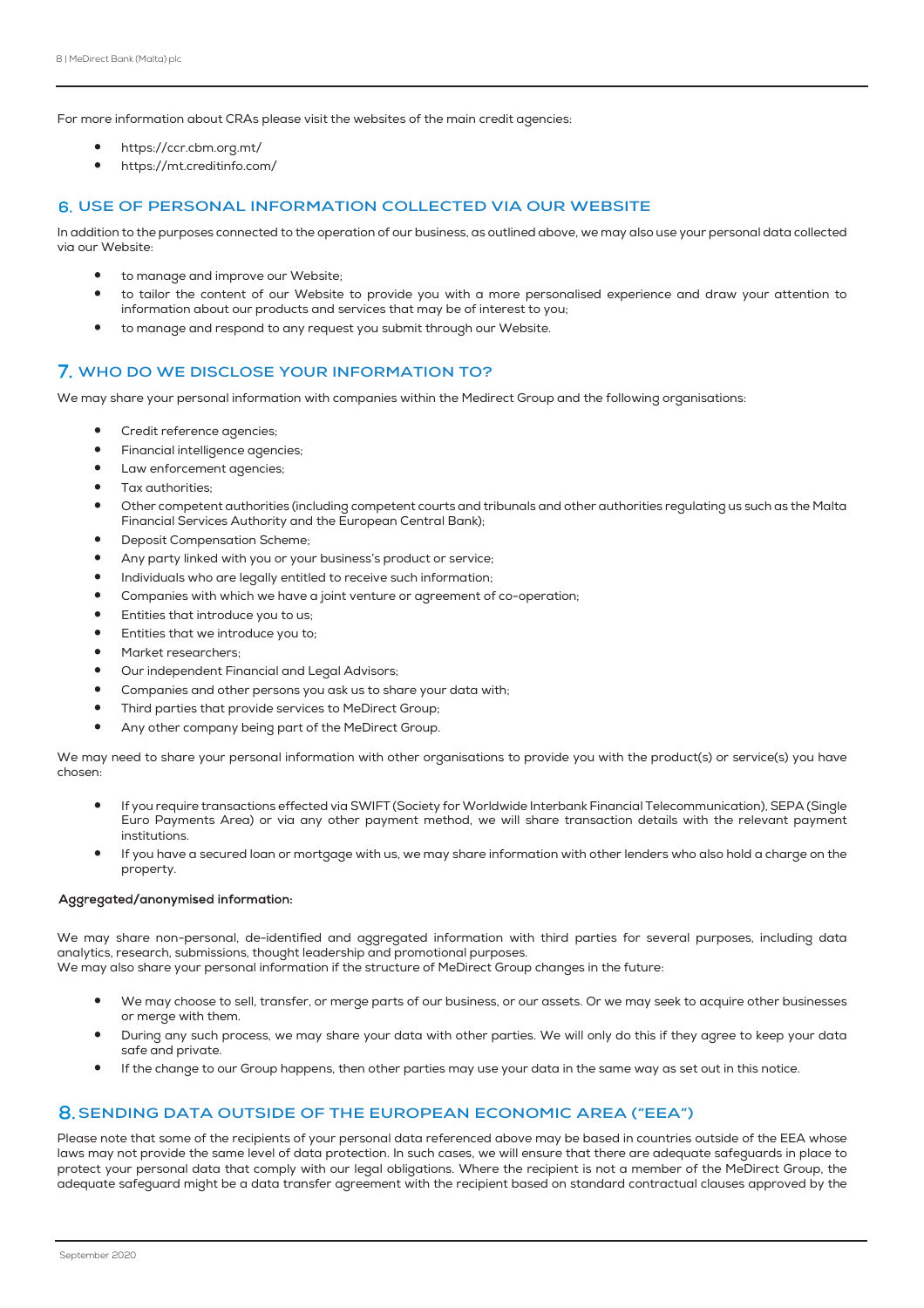For more information about CRAs please visit the websites of the main credit agencies:

- https://ccr.cbm.org.mt/
- https://mt.creditinfo.com/

## 6. USE OF PERSONAL INFORMATION COLLECTED VIA OUR WEBSITE

In addition to the purposes connected to the operation of our business, as outlined above, we may also use your personal data collected via our Website:

- to manage and improve our Website;
- to tailor the content of our Website to provide you with a more personalised experience and draw your attention to information about our products and services that may be of interest to you;
- to manage and respond to any request you submit through our Website.

## 7. WHO DO WE DISCLOSE YOUR INFORMATION TO?

We may share your personal information with companies within the Medirect Group and the following organisations:

- Credit reference agencies;
- Financial intelligence agencies;
- Law enforcement agencies;
- Tax authorities;
- Other competent authorities (including competent courts and tribunals and other authorities regulating us such as the Malta Financial Services Authority and the European Central Bank);
- Deposit Compensation Scheme;
- Any party linked with you or your business's product or service;
- Individuals who are legally entitled to receive such information;
- Companies with which we have a joint venture or agreement of co-operation;
- Entities that introduce you to us;
- Entities that we introduce you to;
- Market researchers;
- Our independent Financial and Legal Advisors;
- Companies and other persons you ask us to share your data with;
- Third parties that provide services to MeDirect Group;
- Any other company being part of the MeDirect Group.

We may need to share your personal information with other organisations to provide you with the product(s) or service(s) you have chosen:

- If you require transactions effected via SWIFT (Society for Worldwide Interbank Financial Telecommunication), SEPA (Single Euro Payments Area) or via any other payment method, we will share transaction details with the relevant payment institutions.
- If you have a secured loan or mortgage with us, we may share information with other lenders who also hold a charge on the property.

**Aggregated/anonymised information:**

We may share non-personal, de-identified and aggregated information with third parties for several purposes, including data analytics, research, submissions, thought leadership and promotional purposes.
We may also share your personal information if the structure of MeDirect Group changes in the future:

- We may choose to sell, transfer, or merge parts of our business, or our assets. Or we may seek to acquire other businesses or merge with them.
- During any such process, we may share your data with other parties. We will only do this if they agree to keep your data safe and private.
- If the change to our Group happens, then other parties may use your data in the same way as set out in this notice.

## 8. SENDING DATA OUTSIDE OF THE EUROPEAN ECONOMIC AREA ("EEA")

Please note that some of the recipients of your personal data referenced above may be based in countries outside of the EEA whose laws may not provide the same level of data protection. In such cases, we will ensure that there are adequate safeguards in place to protect your personal data that comply with our legal obligations. Where the recipient is not a member of the MeDirect Group, the adequate safeguard might be a data transfer agreement with the recipient based on standard contractual clauses approved by the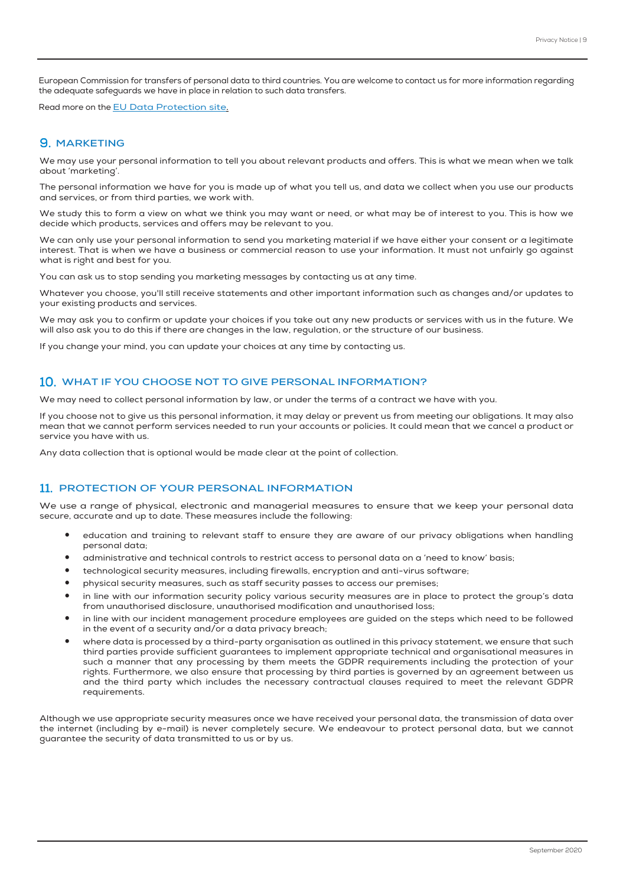European Commission for transfers of personal data to third countries. You are welcome to contact us for more information regarding the adequate safeguards we have in place in relation to such data transfers.

Read more on the EU Data Protection site.

## 9. MARKETING

We may use your personal information to tell you about relevant products and offers. This is what we mean when we talk about 'marketing'.

The personal information we have for you is made up of what you tell us, and data we collect when you use our products and services, or from third parties, we work with.

We study this to form a view on what we think you may want or need, or what may be of interest to you. This is how we decide which products, services and offers may be relevant to you.

We can only use your personal information to send you marketing material if we have either your consent or a legitimate interest. That is when we have a business or commercial reason to use your information. It must not unfairly go against what is right and best for you.

You can ask us to stop sending you marketing messages by contacting us at any time.

Whatever you choose, you'll still receive statements and other important information such as changes and/or updates to your existing products and services.

We may ask you to confirm or update your choices if you take out any new products or services with us in the future. We will also ask you to do this if there are changes in the law, regulation, or the structure of our business.

If you change your mind, you can update your choices at any time by contacting us.

## 10. WHAT IF YOU CHOOSE NOT TO GIVE PERSONAL INFORMATION?

We may need to collect personal information by law, or under the terms of a contract we have with you.

If you choose not to give us this personal information, it may delay or prevent us from meeting our obligations. It may also mean that we cannot perform services needed to run your accounts or policies. It could mean that we cancel a product or service you have with us.

Any data collection that is optional would be made clear at the point of collection.

## 11. PROTECTION OF YOUR PERSONAL INFORMATION

We use a range of physical, electronic and managerial measures to ensure that we keep your personal data secure, accurate and up to date. These measures include the following:

- education and training to relevant staff to ensure they are aware of our privacy obligations when handling personal data;
- administrative and technical controls to restrict access to personal data on a 'need to know' basis;
- technological security measures, including firewalls, encryption and anti-virus software;
- physical security measures, such as staff security passes to access our premises;
- in line with our information security policy various security measures are in place to protect the group's data from unauthorised disclosure, unauthorised modification and unauthorised loss;
- in line with our incident management procedure employees are guided on the steps which need to be followed in the event of a security and/or a data privacy breach;
- where data is processed by a third-party organisation as outlined in this privacy statement, we ensure that such third parties provide sufficient guarantees to implement appropriate technical and organisational measures in such a manner that any processing by them meets the GDPR requirements including the protection of your rights. Furthermore, we also ensure that processing by third parties is governed by an agreement between us and the third party which includes the necessary contractual clauses required to meet the relevant GDPR requirements.

Although we use appropriate security measures once we have received your personal data, the transmission of data over the internet (including by e-mail) is never completely secure. We endeavour to protect personal data, but we cannot guarantee the security of data transmitted to us or by us.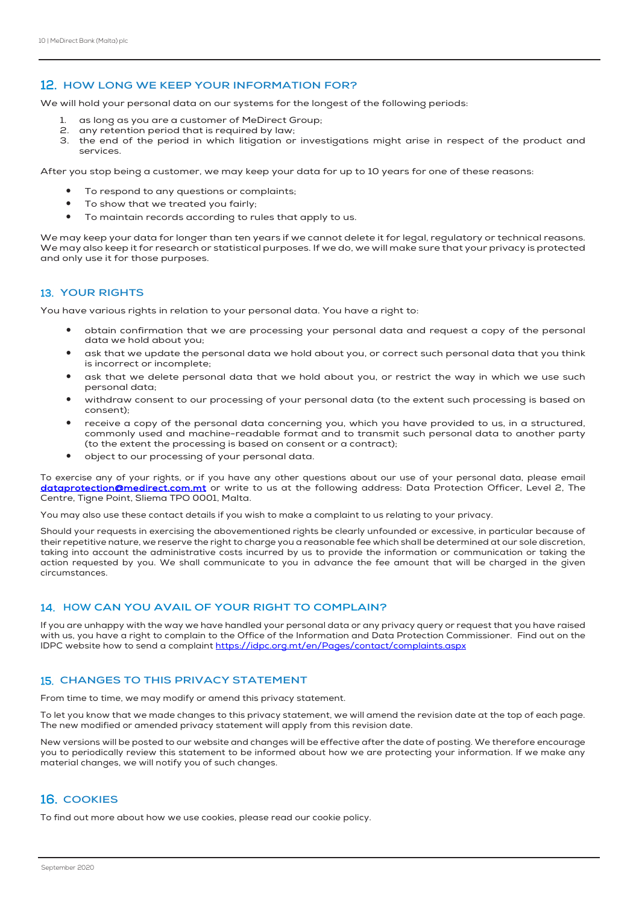## 12. HOW LONG WE KEEP YOUR INFORMATION FOR?

We will hold your personal data on our systems for the longest of the following periods:

1. as long as you are a customer of MeDirect Group;
2. any retention period that is required by law;
3. the end of the period in which litigation or investigations might arise in respect of the product and services.

After you stop being a customer, we may keep your data for up to 10 years for one of these reasons:

- To respond to any questions or complaints;
- To show that we treated you fairly;
- To maintain records according to rules that apply to us.

We may keep your data for longer than ten years if we cannot delete it for legal, regulatory or technical reasons. We may also keep it for research or statistical purposes. If we do, we will make sure that your privacy is protected and only use it for those purposes.

## 13. YOUR RIGHTS

You have various rights in relation to your personal data. You have a right to:

- obtain confirmation that we are processing your personal data and request a copy of the personal data we hold about you;
- ask that we update the personal data we hold about you, or correct such personal data that you think is incorrect or incomplete;
- ask that we delete personal data that we hold about you, or restrict the way in which we use such personal data;
- withdraw consent to our processing of your personal data (to the extent such processing is based on consent);
- receive a copy of the personal data concerning you, which you have provided to us, in a structured, commonly used and machine-readable format and to transmit such personal data to another party (to the extent the processing is based on consent or a contract);
- object to our processing of your personal data.

To exercise any of your rights, or if you have any other questions about our use of your personal data, please email **dataprotection@medirect.com.mt** or write to us at the following address: Data Protection Officer, Level 2, The Centre, Tigne Point, Sliema TPO 0001, Malta.

You may also use these contact details if you wish to make a complaint to us relating to your privacy.

Should your requests in exercising the abovementioned rights be clearly unfounded or excessive, in particular because of their repetitive nature, we reserve the right to charge you a reasonable fee which shall be determined at our sole discretion, taking into account the administrative costs incurred by us to provide the information or communication or taking the action requested by you. We shall communicate to you in advance the fee amount that will be charged in the given circumstances.

## 14. HOW CAN YOU AVAIL OF YOUR RIGHT TO COMPLAIN?

If you are unhappy with the way we have handled your personal data or any privacy query or request that you have raised with us, you have a right to complain to the Office of the Information and Data Protection Commissioner. Find out on the IDPC website how to send a complaint https://idpc.org.mt/en/Pages/contact/complaints.aspx

## 15. CHANGES TO THIS PRIVACY STATEMENT

From time to time, we may modify or amend this privacy statement.

To let you know that we made changes to this privacy statement, we will amend the revision date at the top of each page. The new modified or amended privacy statement will apply from this revision date.

New versions will be posted to our website and changes will be effective after the date of posting. We therefore encourage you to periodically review this statement to be informed about how we are protecting your information. If we make any material changes, we will notify you of such changes.

## 16. COOKIES

To find out more about how we use cookies, please read our cookie policy.